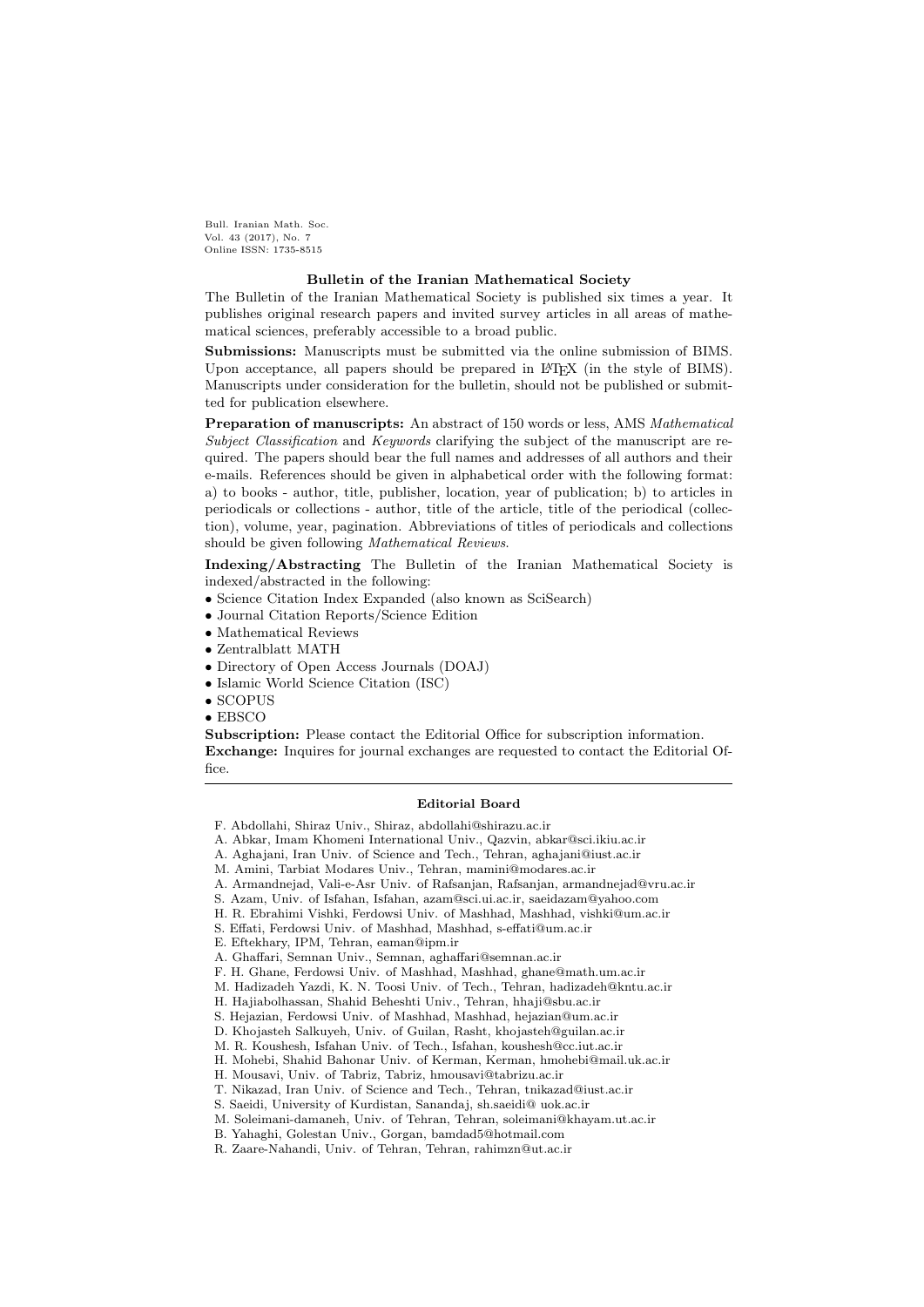Bull. Iranian Math. Soc.
Vol. 43 (2017), No. 7
Online ISSN: 1735-8515

## Bulletin of the Iranian Mathematical Society

The Bulletin of the Iranian Mathematical Society is published six times a year. It publishes original research papers and invited survey articles in all areas of mathematical sciences, preferably accessible to a broad public.

**Submissions:** Manuscripts must be submitted via the online submission of BIMS. Upon acceptance, all papers should be prepared in LaTeX (in the style of BIMS). Manuscripts under consideration for the bulletin, should not be published or submitted for publication elsewhere.

**Preparation of manuscripts:** An abstract of 150 words or less, AMS *Mathematical Subject Classification* and *Keywords* clarifying the subject of the manuscript are required. The papers should bear the full names and addresses of all authors and their e-mails. References should be given in alphabetical order with the following format: a) to books - author, title, publisher, location, year of publication; b) to articles in periodicals or collections - author, title of the article, title of the periodical (collection), volume, year, pagination. Abbreviations of titles of periodicals and collections should be given following *Mathematical Reviews*.

**Indexing/Abstracting** The Bulletin of the Iranian Mathematical Society is indexed/abstracted in the following:

- Science Citation Index Expanded (also known as SciSearch)
- Journal Citation Reports/Science Edition
- Mathematical Reviews
- Zentralblatt MATH
- Directory of Open Access Journals (DOAJ)
- Islamic World Science Citation (ISC)
- SCOPUS
- EBSCO

**Subscription:** Please contact the Editorial Office for subscription information.
**Exchange:** Inquires for journal exchanges are requested to contact the Editorial Office.

---

### Editorial Board

F. Abdollahi, Shiraz Univ., Shiraz, abdollahi@shirazu.ac.ir
A. Abkar, Imam Khomeni International Univ., Qazvin, abkar@sci.ikiu.ac.ir
A. Aghajani, Iran Univ. of Science and Tech., Tehran, aghajani@iust.ac.ir
M. Amini, Tarbiat Modares Univ., Tehran, mamini@modares.ac.ir
A. Armandnejad, Vali-e-Asr Univ. of Rafsanjan, Rafsanjan, armandnejad@vru.ac.ir
S. Azam, Univ. of Isfahan, Isfahan, azam@sci.ui.ac.ir, saeidazam@yahoo.com
H. R. Ebrahimi Vishki, Ferdowsi Univ. of Mashhad, Mashhad, vishki@um.ac.ir
S. Effati, Ferdowsi Univ. of Mashhad, Mashhad, s-effati@um.ac.ir
E. Eftekhary, IPM, Tehran, eaman@ipm.ir
A. Ghaffari, Semnan Univ., Semnan, aghaffari@semnan.ac.ir
F. H. Ghane, Ferdowsi Univ. of Mashhad, Mashhad, ghane@math.um.ac.ir
M. Hadizadeh Yazdi, K. N. Toosi Univ. of Tech., Tehran, hadizadeh@kntu.ac.ir
H. Hajiabolhassan, Shahid Beheshti Univ., Tehran, hhaji@sbu.ac.ir
S. Hejazian, Ferdowsi Univ. of Mashhad, Mashhad, hejazian@um.ac.ir
D. Khojasteh Salkuyeh, Univ. of Guilan, Rasht, khojasteh@guilan.ac.ir
M. R. Koushesh, Isfahan Univ. of Tech., Isfahan, koushesh@cc.iut.ac.ir
H. Mohebi, Shahid Bahonar Univ. of Kerman, Kerman, hmohebi@mail.uk.ac.ir
H. Mousavi, Univ. of Tabriz, Tabriz, hmousavi@tabrizu.ac.ir
T. Nikazad, Iran Univ. of Science and Tech., Tehran, tnikazad@iust.ac.ir
S. Saeidi, University of Kurdistan, Sanandaj, sh.saeidi@ uok.ac.ir
M. Soleimani-damaneh, Univ. of Tehran, Tehran, soleimani@khayam.ut.ac.ir
B. Yahaghi, Golestan Univ., Gorgan, bamdad5@hotmail.com
R. Zaare-Nahandi, Univ. of Tehran, Tehran, rahimzn@ut.ac.ir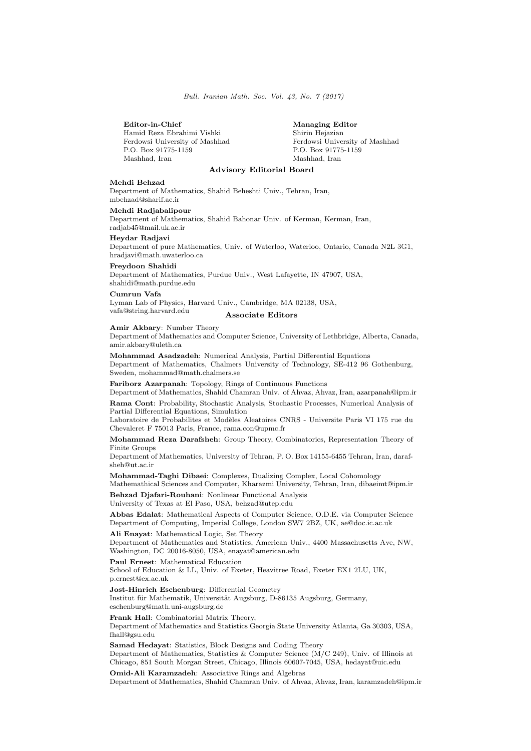**Editor-in-Chief**
Hamid Reza Ebrahimi Vishki
Ferdowsi University of Mashhad
P.O. Box 91775-1159
Mashhad, Iran

**Managing Editor**
Shirin Hejazian
Ferdowsi University of Mashhad
P.O. Box 91775-1159
Mashhad, Iran

## Advisory Editorial Board

**Mehdi Behzad**
Department of Mathematics, Shahid Beheshti Univ., Tehran, Iran,
mbehzad@sharif.ac.ir

**Mehdi Radjabalipour**
Department of Mathematics, Shahid Bahonar Univ. of Kerman, Kerman, Iran,
radjab45@mail.uk.ac.ir

**Heydar Radjavi**
Department of pure Mathematics, Univ. of Waterloo, Waterloo, Ontario, Canada N2L 3G1,
hradjavi@math.uwaterloo.ca

**Freydoon Shahidi**
Department of Mathematics, Purdue Univ., West Lafayette, IN 47907, USA,
shahidi@math.purdue.edu

**Cumrun Vafa**
Lyman Lab of Physics, Harvard Univ., Cambridge, MA 02138, USA,
vafa@string.harvard.edu

## Associate Editors

**Amir Akbary**: Number Theory
Department of Mathematics and Computer Science, University of Lethbridge, Alberta, Canada,
amir.akbary@uleth.ca

**Mohammad Asadzadeh**: Numerical Analysis, Partial Differential Equations
Department of Mathematics, Chalmers University of Technology, SE-412 96 Gothenburg,
Sweden, mohammad@math.chalmers.se

**Fariborz Azarpanah**: Topology, Rings of Continuous Functions
Department of Mathematics, Shahid Chamran Univ. of Ahvaz, Ahvaz, Iran, azarpanah@ipm.ir

**Rama Cont**: Probability, Stochastic Analysis, Stochastic Processes, Numerical Analysis of Partial Differential Equations, Simulation
Laboratoire de Probabilites et Modèles Aleatoires CNRS - Universite Paris VI 175 rue du Chevaleret F 75013 Paris, France, rama.con@upmc.fr

**Mohammad Reza Darafsheh**: Group Theory, Combinatorics, Representation Theory of Finite Groups
Department of Mathematics, University of Tehran, P. O. Box 14155-6455 Tehran, Iran, darafsheh@ut.ac.ir

**Mohammad-Taghi Dibaei**: Complexes, Dualizing Complex, Local Cohomology
Mathemathical Sciences and Computer, Kharazmi University, Tehran, Iran, dibaeimt@ipm.ir

**Behzad Djafari-Rouhani**: Nonlinear Functional Analysis
University of Texas at El Paso, USA, behzad@utep.edu

**Abbas Edalat**: Mathematical Aspects of Computer Science, O.D.E. via Computer Science
Department of Computing, Imperial College, London SW7 2BZ, UK, ae@doc.ic.ac.uk

**Ali Enayat**: Mathematical Logic, Set Theory
Department of Mathematics and Statistics, American Univ., 4400 Massachusetts Ave, NW,
Washington, DC 20016-8050, USA, enayat@american.edu

**Paul Ernest**: Mathematical Education
School of Education & LL, Univ. of Exeter, Heavitree Road, Exeter EX1 2LU, UK,
p.ernest@ex.ac.uk

**Jost-Hinrich Eschenburg**: Differential Geometry
Institut für Mathematik, Universität Augsburg, D-86135 Augsburg, Germany,
eschenburg@math.uni-augsburg.de

**Frank Hall**: Combinatorial Matrix Theory,
Department of Mathematics and Statistics Georgia State University Atlanta, Ga 30303, USA,
fhall@gsu.edu

**Samad Hedayat**: Statistics, Block Designs and Coding Theory
Department of Mathematics, Statistics & Computer Science (M/C 249), Univ. of Illinois at Chicago, 851 South Morgan Street, Chicago, Illinois 60607-7045, USA, hedayat@uic.edu

**Omid-Ali Karamzadeh**: Associative Rings and Algebras
Department of Mathematics, Shahid Chamran Univ. of Ahvaz, Ahvaz, Iran, karamzadeh@ipm.ir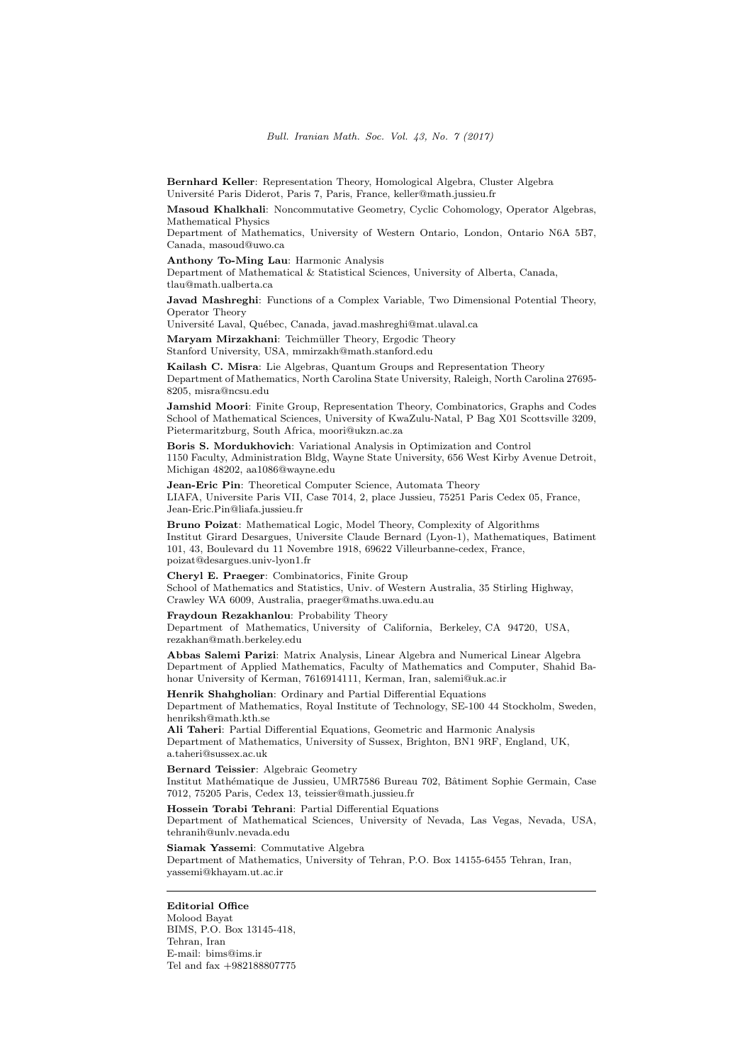**Bernhard Keller**: Representation Theory, Homological Algebra, Cluster Algebra
Université Paris Diderot, Paris 7, Paris, France, keller@math.jussieu.fr

**Masoud Khalkhali**: Noncommutative Geometry, Cyclic Cohomology, Operator Algebras, Mathematical Physics
Department of Mathematics, University of Western Ontario, London, Ontario N6A 5B7, Canada, masoud@uwo.ca

**Anthony To-Ming Lau**: Harmonic Analysis
Department of Mathematical & Statistical Sciences, University of Alberta, Canada, tlau@math.ualberta.ca

**Javad Mashreghi**: Functions of a Complex Variable, Two Dimensional Potential Theory, Operator Theory
Université Laval, Québec, Canada, javad.mashreghi@mat.ulaval.ca

**Maryam Mirzakhani**: Teichmüller Theory, Ergodic Theory
Stanford University, USA, mmirzakh@math.stanford.edu

**Kailash C. Misra**: Lie Algebras, Quantum Groups and Representation Theory
Department of Mathematics, North Carolina State University, Raleigh, North Carolina 27695-8205, misra@ncsu.edu

**Jamshid Moori**: Finite Group, Representation Theory, Combinatorics, Graphs and Codes
School of Mathematical Sciences, University of KwaZulu-Natal, P Bag X01 Scottsville 3209, Pietermaritzburg, South Africa, moori@ukzn.ac.za

**Boris S. Mordukhovich**: Variational Analysis in Optimization and Control
1150 Faculty, Administration Bldg, Wayne State University, 656 West Kirby Avenue Detroit, Michigan 48202, aa1086@wayne.edu

**Jean-Eric Pin**: Theoretical Computer Science, Automata Theory
LIAFA, Universite Paris VII, Case 7014, 2, place Jussieu, 75251 Paris Cedex 05, France, Jean-Eric.Pin@liafa.jussieu.fr

**Bruno Poizat**: Mathematical Logic, Model Theory, Complexity of Algorithms
Institut Girard Desargues, Universite Claude Bernard (Lyon-1), Mathematiques, Batiment 101, 43, Boulevard du 11 Novembre 1918, 69622 Villeurbanne-cedex, France, poizat@desargues.univ-lyon1.fr

**Cheryl E. Praeger**: Combinatorics, Finite Group
School of Mathematics and Statistics, Univ. of Western Australia, 35 Stirling Highway, Crawley WA 6009, Australia, praeger@maths.uwa.edu.au

**Fraydoun Rezakhanlou**: Probability Theory
Department of Mathematics, University of California, Berkeley, CA 94720, USA, rezakhan@math.berkeley.edu

**Abbas Salemi Parizi**: Matrix Analysis, Linear Algebra and Numerical Linear Algebra
Department of Applied Mathematics, Faculty of Mathematics and Computer, Shahid Bahonar University of Kerman, 7616914111, Kerman, Iran, salemi@uk.ac.ir

**Henrik Shahgholian**: Ordinary and Partial Differential Equations
Department of Mathematics, Royal Institute of Technology, SE-100 44 Stockholm, Sweden, henriksh@math.kth.se

**Ali Taheri**: Partial Differential Equations, Geometric and Harmonic Analysis
Department of Mathematics, University of Sussex, Brighton, BN1 9RF, England, UK, a.taheri@sussex.ac.uk

**Bernard Teissier**: Algebraic Geometry
Institut Mathématique de Jussieu, UMR7586 Bureau 702, Bâtiment Sophie Germain, Case 7012, 75205 Paris, Cedex 13, teissier@math.jussieu.fr

**Hossein Torabi Tehrani**: Partial Differential Equations
Department of Mathematical Sciences, University of Nevada, Las Vegas, Nevada, USA, tehranih@unlv.nevada.edu

**Siamak Yassemi**: Commutative Algebra
Department of Mathematics, University of Tehran, P.O. Box 14155-6455 Tehran, Iran, yassemi@khayam.ut.ac.ir

---

**Editorial Office**
Molood Bayat
BIMS, P.O. Box 13145-418,
Tehran, Iran
E-mail: bims@ims.ir
Tel and fax +982188807775